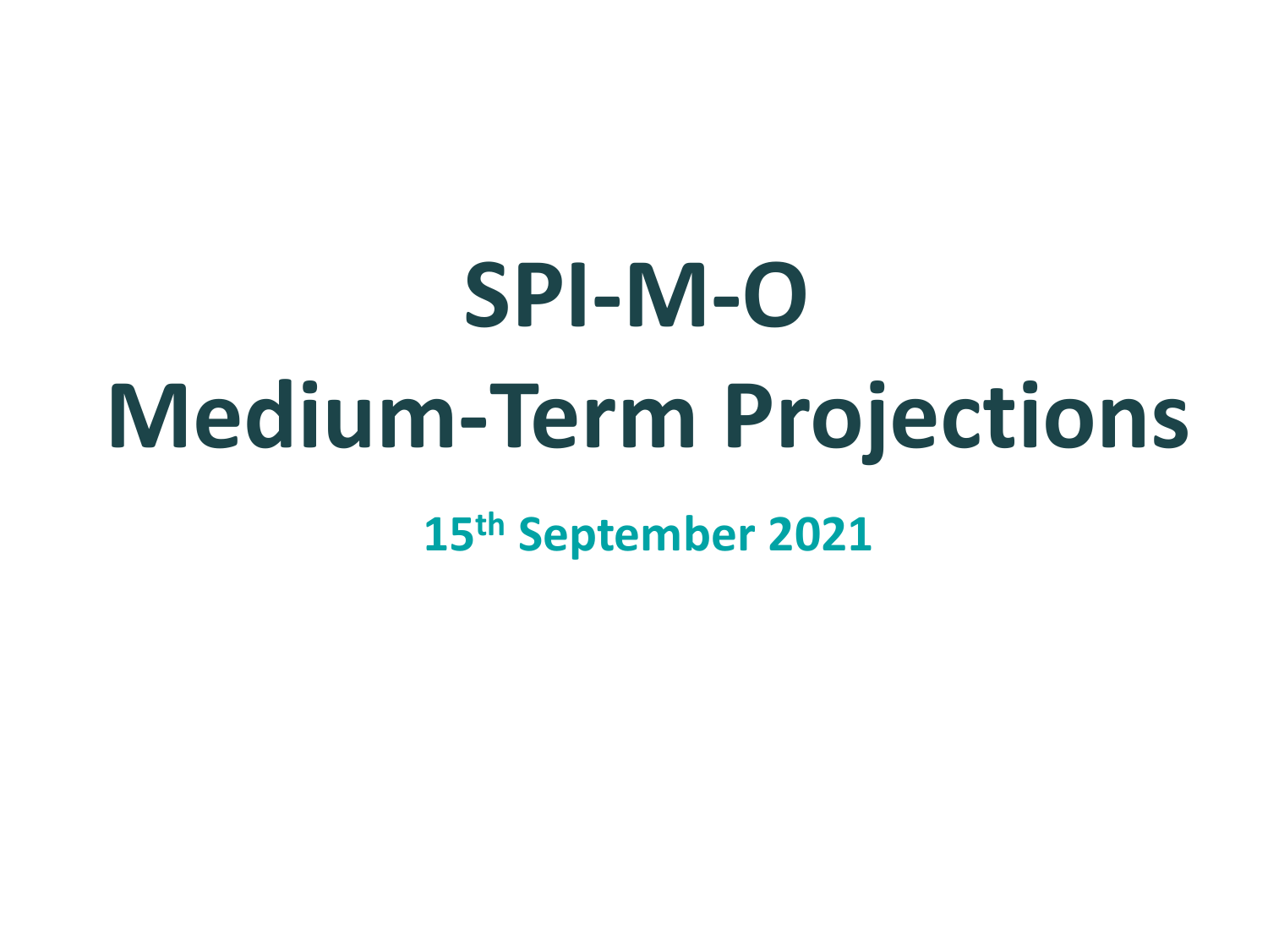# SPI-M-O
# Medium-Term Projections

**15th September 2021**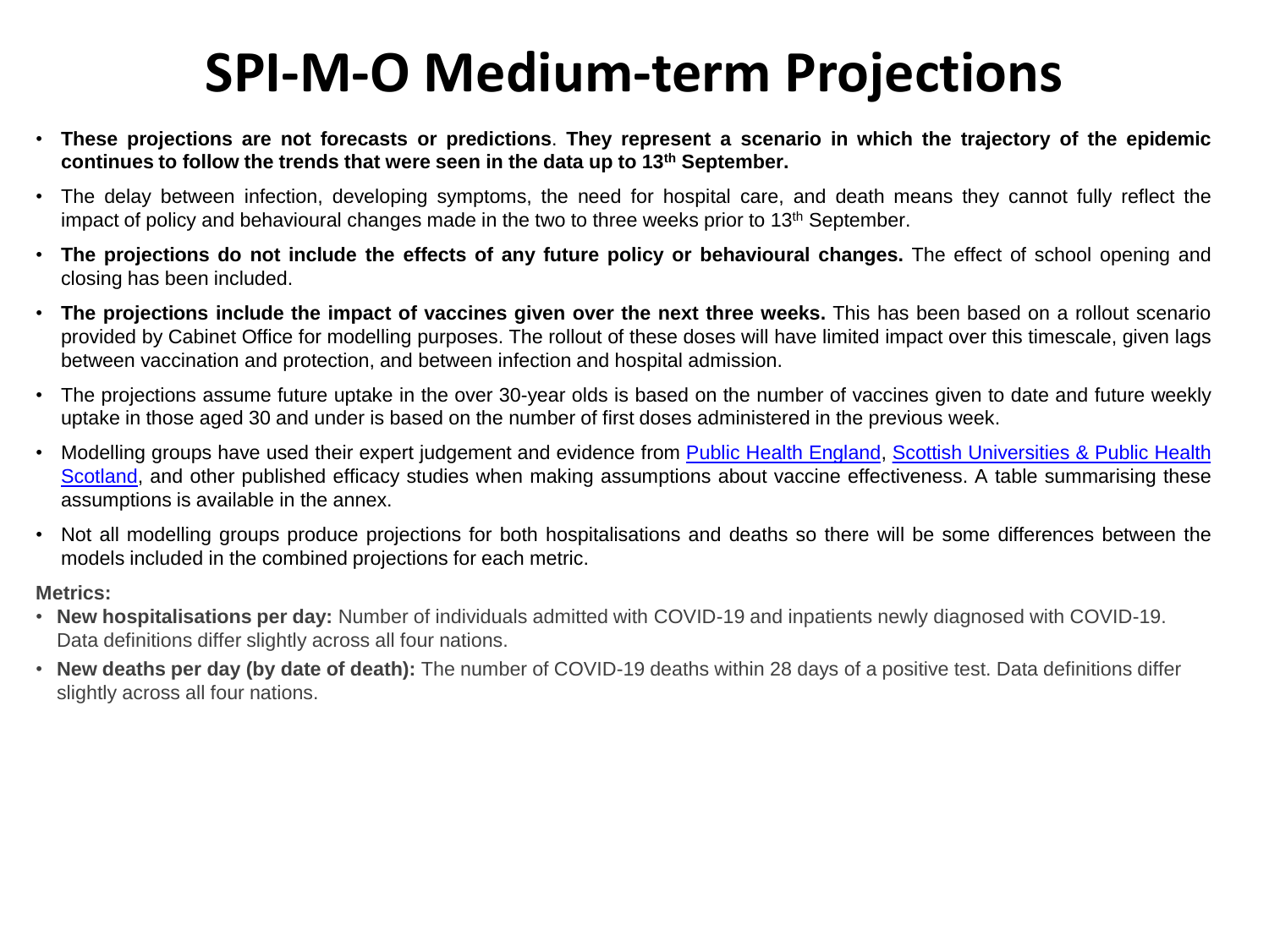# SPI-M-O Medium-term Projections

- **These projections are not forecasts or predictions**. **They represent a scenario in which the trajectory of the epidemic continues to follow the trends that were seen in the data up to 13th September.**
- The delay between infection, developing symptoms, the need for hospital care, and death means they cannot fully reflect the impact of policy and behavioural changes made in the two to three weeks prior to 13th September.
- **The projections do not include the effects of any future policy or behavioural changes.** The effect of school opening and closing has been included.
- **The projections include the impact of vaccines given over the next three weeks.** This has been based on a rollout scenario provided by Cabinet Office for modelling purposes. The rollout of these doses will have limited impact over this timescale, given lags between vaccination and protection, and between infection and hospital admission.
- The projections assume future uptake in the over 30-year olds is based on the number of vaccines given to date and future weekly uptake in those aged 30 and under is based on the number of first doses administered in the previous week.
- Modelling groups have used their expert judgement and evidence from Public Health England, Scottish Universities & Public Health Scotland, and other published efficacy studies when making assumptions about vaccine effectiveness. A table summarising these assumptions is available in the annex.
- Not all modelling groups produce projections for both hospitalisations and deaths so there will be some differences between the models included in the combined projections for each metric.

**Metrics:**

- **New hospitalisations per day:** Number of individuals admitted with COVID-19 and inpatients newly diagnosed with COVID-19. Data definitions differ slightly across all four nations.
- **New deaths per day (by date of death):** The number of COVID-19 deaths within 28 days of a positive test. Data definitions differ slightly across all four nations.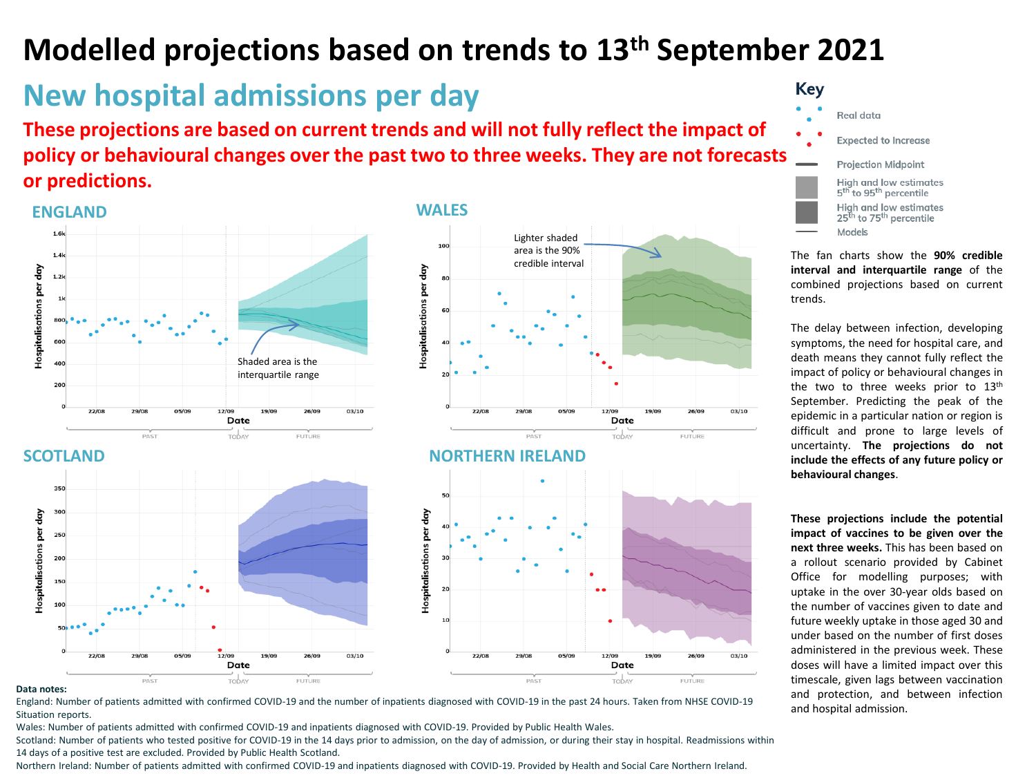# Modelled projections based on trends to 13th September 2021

## New hospital admissions per day

**These projections are based on current trends and will not fully reflect the impact of policy or behavioural changes over the past two to three weeks. They are not forecasts or predictions.**

### ENGLAND

Hospitalisations per day

1.6k
1.4k
1.2k
1k
800
600
400
200
0

22/08 29/08 05/09 12/09 19/09 26/09 03/10

Date

PAST TODAY FUTURE

Shaded area is the interquartile range

### WALES

Hospitalisations per day

100
80
60
40
20
0

22/08 29/08 05/09 12/09 19/09 26/09 03/10

Date

PAST TODAY FUTURE

Lighter shaded area is the 90% credible interval

### SCOTLAND

Hospitalisations per day

350
300
250
200
150
100
50
0

22/08 29/08 05/09 12/09 19/09 26/09 03/10

Date

PAST TODAY FUTURE

### NORTHERN IRELAND

Hospitalisations per day

50
40
30
20
10
0

22/08 29/08 05/09 12/09 19/09 26/09 03/10

Date

PAST TODAY FUTURE

**Key**

Real data

Expected to Increase

Projection Midpoint

High and low estimates 5th to 95th percentile

High and low estimates 25th to 75th percentile

Models

The fan charts show the **90% credible interval and interquartile range** of the combined projections based on current trends.

The delay between infection, developing symptoms, the need for hospital care, and death means they cannot fully reflect the impact of policy or behavioural changes in the two to three weeks prior to 13th September. Predicting the peak of the epidemic in a particular nation or region is difficult and prone to large levels of uncertainty. **The projections do not include the effects of any future policy or behavioural changes**.

**These projections include the potential impact of vaccines to be given over the next three weeks.** This has been based on a rollout scenario provided by Cabinet Office for modelling purposes; with uptake in the over 30-year olds based on the number of vaccines given to date and future weekly uptake in those aged 30 and under based on the number of first doses administered in the previous week. These doses will have a limited impact over this timescale, given lags between vaccination and protection, and between infection and hospital admission.

**Data notes:**

England: Number of patients admitted with confirmed COVID-19 and the number of inpatients diagnosed with COVID-19 in the past 24 hours. Taken from NHSE COVID-19 Situation reports.

Wales: Number of patients admitted with confirmed COVID-19 and inpatients diagnosed with COVID-19. Provided by Public Health Wales.

Scotland: Number of patients who tested positive for COVID-19 in the 14 days prior to admission, on the day of admission, or during their stay in hospital. Readmissions within 14 days of a positive test are excluded. Provided by Public Health Scotland.

Northern Ireland: Number of patients admitted with confirmed COVID-19 and inpatients diagnosed with COVID-19. Provided by Health and Social Care Northern Ireland.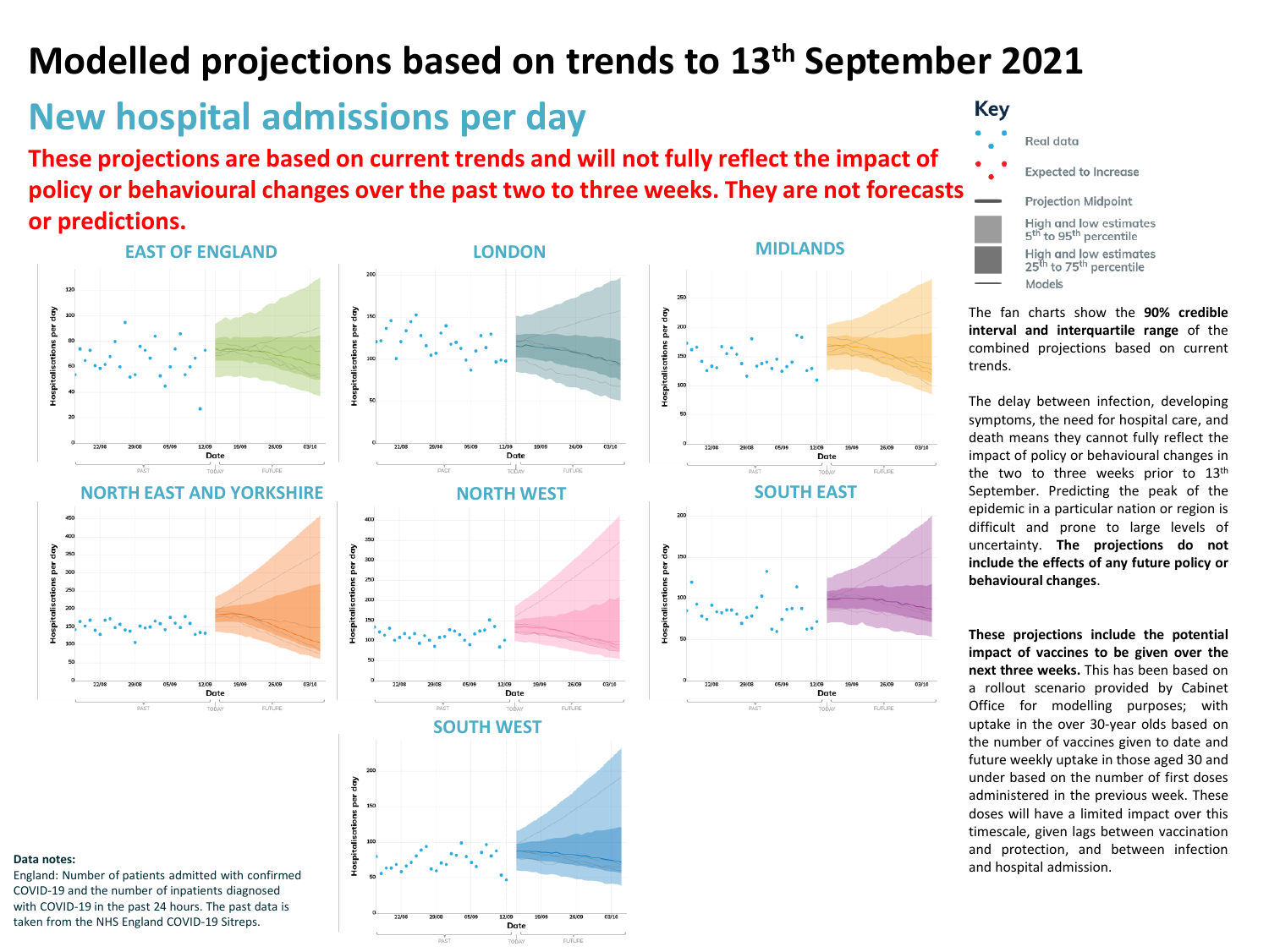# Modelled projections based on trends to 13th September 2021

## New hospital admissions per day

**These projections are based on current trends and will not fully reflect the impact of policy or behavioural changes over the past two to three weeks. They are not forecasts or predictions.**

### EAST OF ENGLAND

Hospitalisations per day
0
20
40
60
80
100
120
22/08
29/08
05/09
12/09
19/09
26/09
03/10
Date
PAST
TODAY
FUTURE

### LONDON

Hospitalisations per day
0
50
100
150
200
22/08
29/08
05/09
12/09
19/09
26/09
03/10
Date
PAST
TODAY
FUTURE

### MIDLANDS

Hospitalisations per day
0
50
100
150
200
250
22/08
29/08
05/09
12/09
19/09
26/09
03/10
Date
PAST
TODAY
FUTURE

### NORTH EAST AND YORKSHIRE

Hospitalisations per day
0
50
100
150
200
250
300
350
400
450
22/08
29/08
05/09
12/09
19/09
26/09
03/10
Date
PAST
TODAY
FUTURE

### NORTH WEST

Hospitalisations per day
0
50
100
150
200
250
300
350
400
22/08
29/08
05/09
12/09
19/09
26/09
03/10
Date
PAST
TODAY
FUTURE

### SOUTH EAST

Hospitalisations per day
0
50
100
150
200
22/08
29/08
05/09
12/09
19/09
26/09
03/10
Date
PAST
TODAY
FUTURE

### SOUTH WEST

Hospitalisations per day
0
50
100
150
200
22/08
29/08
05/09
12/09
19/09
26/09
03/10
Date
PAST
TODAY
FUTURE

**Key**

- Real data
- Expected to Increase
- Projection Midpoint
- High and low estimates 5th to 95th percentile
- High and low estimates 25th to 75th percentile
- Models

The fan charts show the **90% credible interval and interquartile range** of the combined projections based on current trends.

The delay between infection, developing symptoms, the need for hospital care, and death means they cannot fully reflect the impact of policy or behavioural changes in the two to three weeks prior to 13th September. Predicting the peak of the epidemic in a particular nation or region is difficult and prone to large levels of uncertainty. **The projections do not include the effects of any future policy or behavioural changes**.

**These projections include the potential impact of vaccines to be given over the next three weeks.** This has been based on a rollout scenario provided by Cabinet Office for modelling purposes; with uptake in the over 30-year olds based on the number of vaccines given to date and future weekly uptake in those aged 30 and under based on the number of first doses administered in the previous week. These doses will have a limited impact over this timescale, given lags between vaccination and protection, and between infection and hospital admission.

**Data notes:**
England: Number of patients admitted with confirmed COVID-19 and the number of inpatients diagnosed with COVID-19 in the past 24 hours. The past data is taken from the NHS England COVID-19 Sitreps.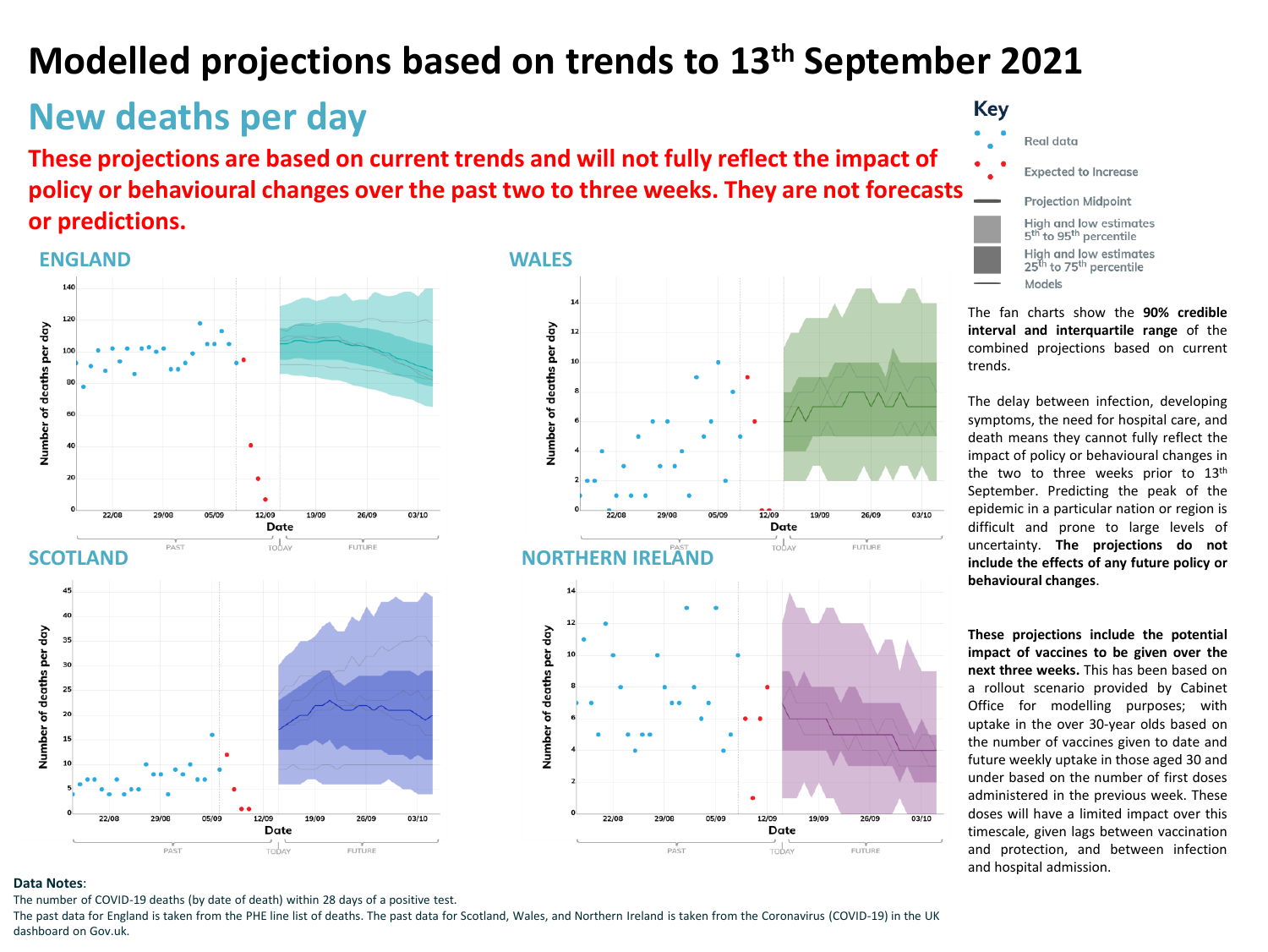# Modelled projections based on trends to 13th September 2021

## New deaths per day

**These projections are based on current trends and will not fully reflect the impact of policy or behavioural changes over the past two to three weeks. They are not forecasts or predictions.**

### ENGLAND

Number of deaths per day
0
20
40
60
80
100
120
140
22/08
29/08
05/09
12/09
19/09
26/09
03/10
Date
PAST
TODAY
FUTURE

### WALES

Number of deaths per day
0
2
4
6
8
10
12
14
22/08
29/08
05/09
12/09
19/09
26/09
03/10
Date
PAST
TODAY
FUTURE

### SCOTLAND

Number of deaths per day
0
5
10
15
20
25
30
35
40
45
22/08
29/08
05/09
12/09
19/09
26/09
03/10
Date
PAST
TODAY
FUTURE

### NORTHERN IRELAND

Number of deaths per day
0
2
4
6
8
10
12
14
22/08
29/08
05/09
12/09
19/09
26/09
03/10
Date
PAST
TODAY
FUTURE

**Key**

Real data
Expected to Increase
Projection Midpoint
High and low estimates 5th to 95th percentile
High and low estimates 25th to 75th percentile
Models

The fan charts show the **90% credible interval and interquartile range** of the combined projections based on current trends.

The delay between infection, developing symptoms, the need for hospital care, and death means they cannot fully reflect the impact of policy or behavioural changes in the two to three weeks prior to 13th September. Predicting the peak of the epidemic in a particular nation or region is difficult and prone to large levels of uncertainty. **The projections do not include the effects of any future policy or behavioural changes**.

**These projections include the potential impact of vaccines to be given over the next three weeks.** This has been based on a rollout scenario provided by Cabinet Office for modelling purposes; with uptake in the over 30-year olds based on the number of vaccines given to date and future weekly uptake in those aged 30 and under based on the number of first doses administered in the previous week. These doses will have a limited impact over this timescale, given lags between vaccination and protection, and between infection and hospital admission.

**Data Notes**:

The number of COVID-19 deaths (by date of death) within 28 days of a positive test.

The past data for England is taken from the PHE line list of deaths. The past data for Scotland, Wales, and Northern Ireland is taken from the Coronavirus (COVID-19) in the UK dashboard on Gov.uk.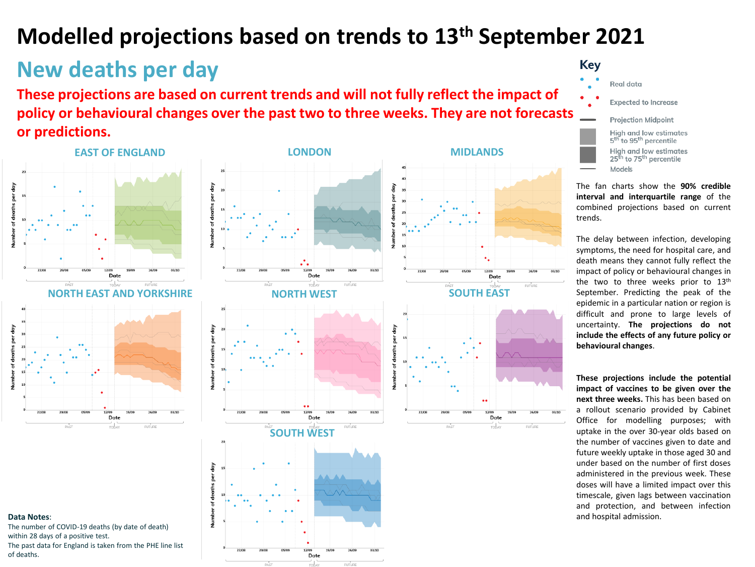# Modelled projections based on trends to 13th September 2021

## New deaths per day

**These projections are based on current trends and will not fully reflect the impact of policy or behavioural changes over the past two to three weeks. They are not forecasts or predictions.**

### EAST OF ENGLAND

Number of deaths per day

20
15
10
5
0

22/08 29/08 05/09 12/09 19/09 26/09 03/10

Date

PAST TODAY FUTURE

### LONDON

Number of deaths per day

25
20
15
10
5
0

22/08 29/08 05/09 12/09 19/09 26/09 03/10

Date

PAST TODAY FUTURE

### MIDLANDS

Number of deaths per day

45
40
35
30
25
20
15
10
5
0

22/08 29/08 05/09 12/09 19/09 26/09 03/10

Date

PAST TODAY FUTURE

### NORTH EAST AND YORKSHIRE

Number of deaths per day

40
35
30
25
20
15
10
5
0

22/08 29/08 05/09 12/09 19/09 26/09 03/10

Date

PAST TODAY FUTURE

### NORTH WEST

Number of deaths per day

25
20
15
10
5
0

22/08 29/08 05/09 12/09 19/09 26/09 03/10

Date

PAST TODAY FUTURE

### SOUTH EAST

Number of deaths per day

20
15
10
5
0

22/08 29/08 05/09 12/09 19/09 26/09 03/10

Date

PAST TODAY FUTURE

### SOUTH WEST

Number of deaths per day

20
15
10
5
0

22/08 29/08 05/09 12/09 19/09 26/09 03/10

Date

PAST TODAY FUTURE

**Key**

Real data

Expected to Increase

Projection Midpoint

High and low estimates 5th to 95th percentile

High and low estimates 25th to 75th percentile

Models

The fan charts show the **90% credible interval and interquartile range** of the combined projections based on current trends.

The delay between infection, developing symptoms, the need for hospital care, and death means they cannot fully reflect the impact of policy or behavioural changes in the two to three weeks prior to 13th September. Predicting the peak of the epidemic in a particular nation or region is difficult and prone to large levels of uncertainty. **The projections do not include the effects of any future policy or behavioural changes**.

**These projections include the potential impact of vaccines to be given over the next three weeks.** This has been based on a rollout scenario provided by Cabinet Office for modelling purposes; with uptake in the over 30-year olds based on the number of vaccines given to date and future weekly uptake in those aged 30 and under based on the number of first doses administered in the previous week. These doses will have a limited impact over this timescale, given lags between vaccination and protection, and between infection and hospital admission.

**Data Notes**:
The number of COVID-19 deaths (by date of death) within 28 days of a positive test.
The past data for England is taken from the PHE line list of deaths.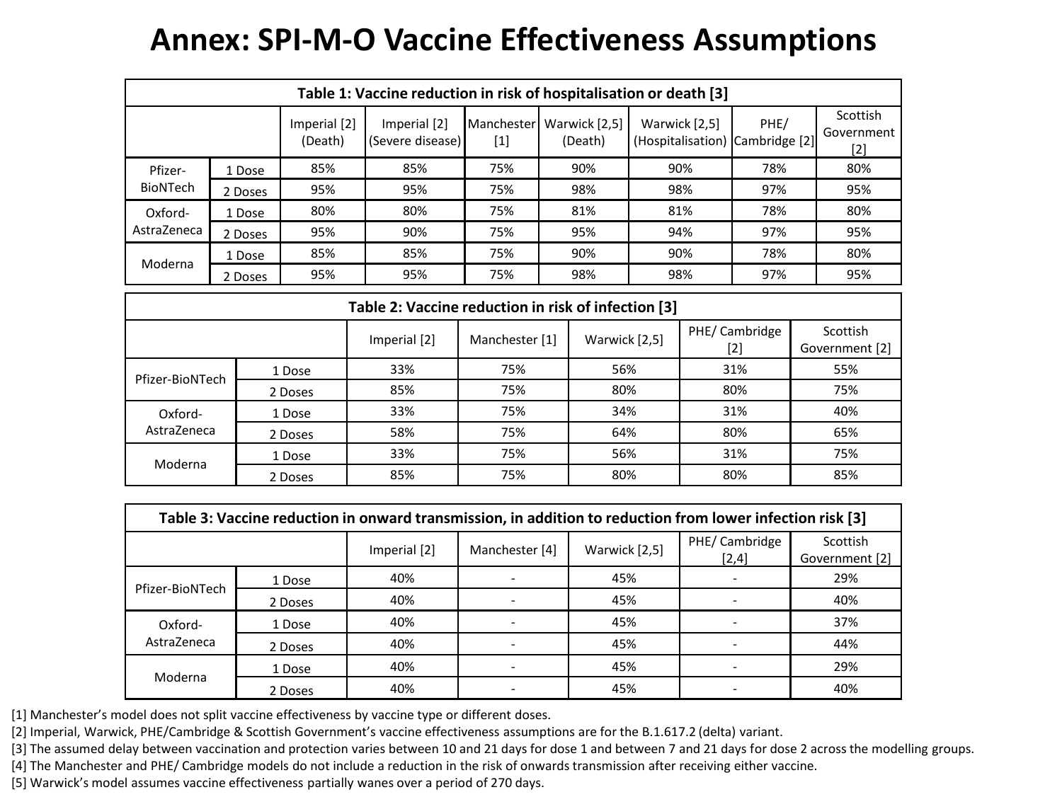# Annex: SPI-M-O Vaccine Effectiveness Assumptions

**Table 1: Vaccine reduction in risk of hospitalisation or death [3]**

| | | Imperial [2] (Death) | Imperial [2] (Severe disease) | Manchester [1] | Warwick [2,5] (Death) | Warwick [2,5] (Hospitalisation) | PHE/ Cambridge [2] | Scottish Government [2] |
|---|---|---|---|---|---|---|---|---|
| Pfizer-BioNTech | 1 Dose | 85% | 85% | 75% | 90% | 90% | 78% | 80% |
| | 2 Doses | 95% | 95% | 75% | 98% | 98% | 97% | 95% |
| Oxford-AstraZeneca | 1 Dose | 80% | 80% | 75% | 81% | 81% | 78% | 80% |
| | 2 Doses | 95% | 90% | 75% | 95% | 94% | 97% | 95% |
| Moderna | 1 Dose | 85% | 85% | 75% | 90% | 90% | 78% | 80% |
| | 2 Doses | 95% | 95% | 75% | 98% | 98% | 97% | 95% |

**Table 2: Vaccine reduction in risk of infection [3]**

| | | Imperial [2] | Manchester [1] | Warwick [2,5] | PHE/ Cambridge [2] | Scottish Government [2] |
|---|---|---|---|---|---|---|
| Pfizer-BioNTech | 1 Dose | 33% | 75% | 56% | 31% | 55% |
| | 2 Doses | 85% | 75% | 80% | 80% | 75% |
| Oxford-AstraZeneca | 1 Dose | 33% | 75% | 34% | 31% | 40% |
| | 2 Doses | 58% | 75% | 64% | 80% | 65% |
| Moderna | 1 Dose | 33% | 75% | 56% | 31% | 75% |
| | 2 Doses | 85% | 75% | 80% | 80% | 85% |

**Table 3: Vaccine reduction in onward transmission, in addition to reduction from lower infection risk [3]**

| | | Imperial [2] | Manchester [4] | Warwick [2,5] | PHE/ Cambridge [2,4] | Scottish Government [2] |
|---|---|---|---|---|---|---|
| Pfizer-BioNTech | 1 Dose | 40% | - | 45% | - | 29% |
| | 2 Doses | 40% | - | 45% | - | 40% |
| Oxford-AstraZeneca | 1 Dose | 40% | - | 45% | - | 37% |
| | 2 Doses | 40% | - | 45% | - | 44% |
| Moderna | 1 Dose | 40% | - | 45% | - | 29% |
| | 2 Doses | 40% | - | 45% | - | 40% |

[1] Manchester's model does not split vaccine effectiveness by vaccine type or different doses.

[2] Imperial, Warwick, PHE/Cambridge & Scottish Government's vaccine effectiveness assumptions are for the B.1.617.2 (delta) variant.

[3] The assumed delay between vaccination and protection varies between 10 and 21 days for dose 1 and between 7 and 21 days for dose 2 across the modelling groups.

[4] The Manchester and PHE/ Cambridge models do not include a reduction in the risk of onwards transmission after receiving either vaccine.

[5] Warwick's model assumes vaccine effectiveness partially wanes over a period of 270 days.